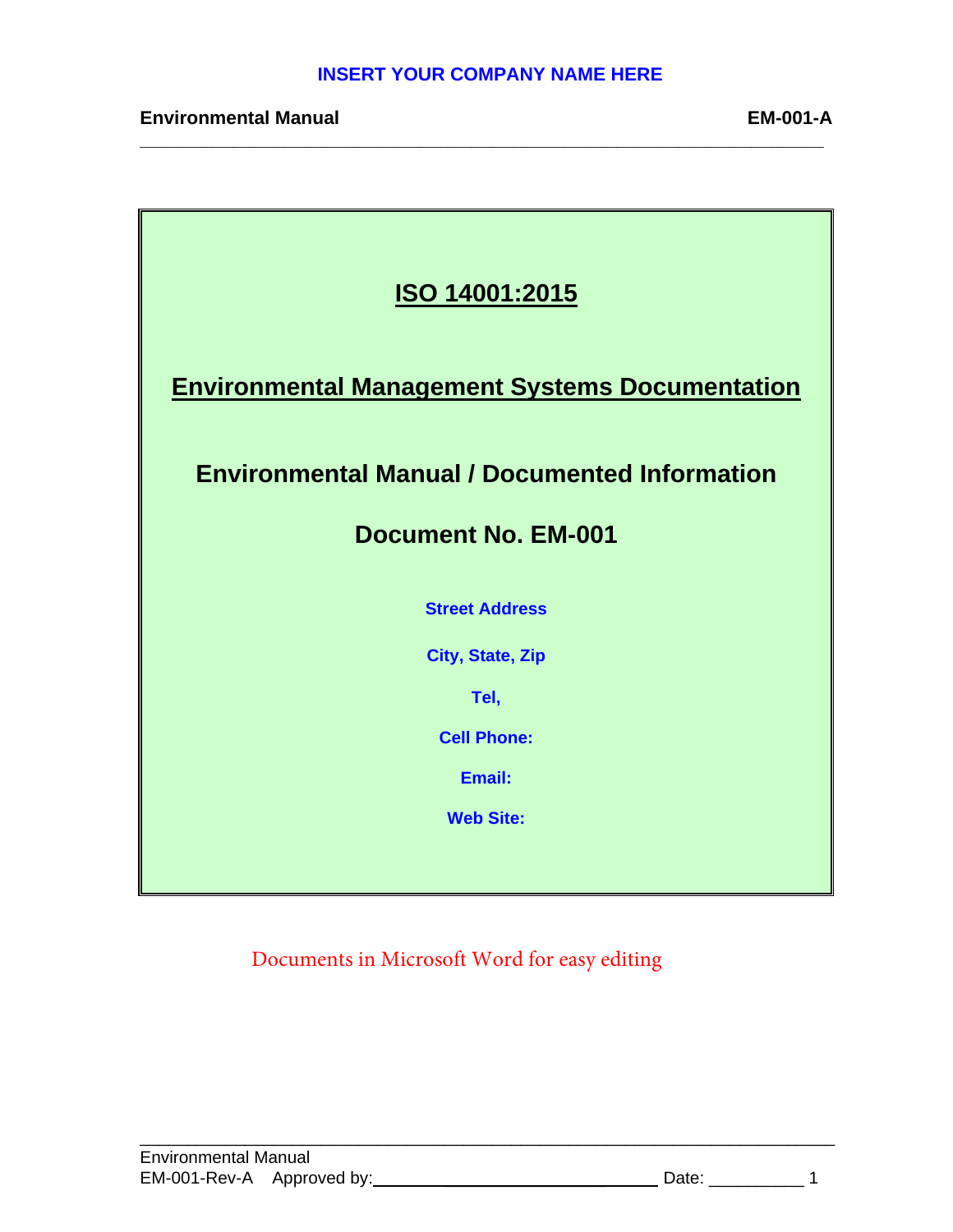**INSERT YOUR COMPANY NAME HERE**

**Environmental Manual** **EM-001-A**

# ISO 14001:2015

## Environmental Management Systems Documentation

## Environmental Manual / Documented Information

## Document No. EM-001

**Street Address**

**City, State, Zip**

**Tel,**

**Cell Phone:**

**Email:**

**Web Site:**

Documents in Microsoft Word for easy editing

Environmental Manual
EM-001-Rev-A Approved by:______________________________ Date: __________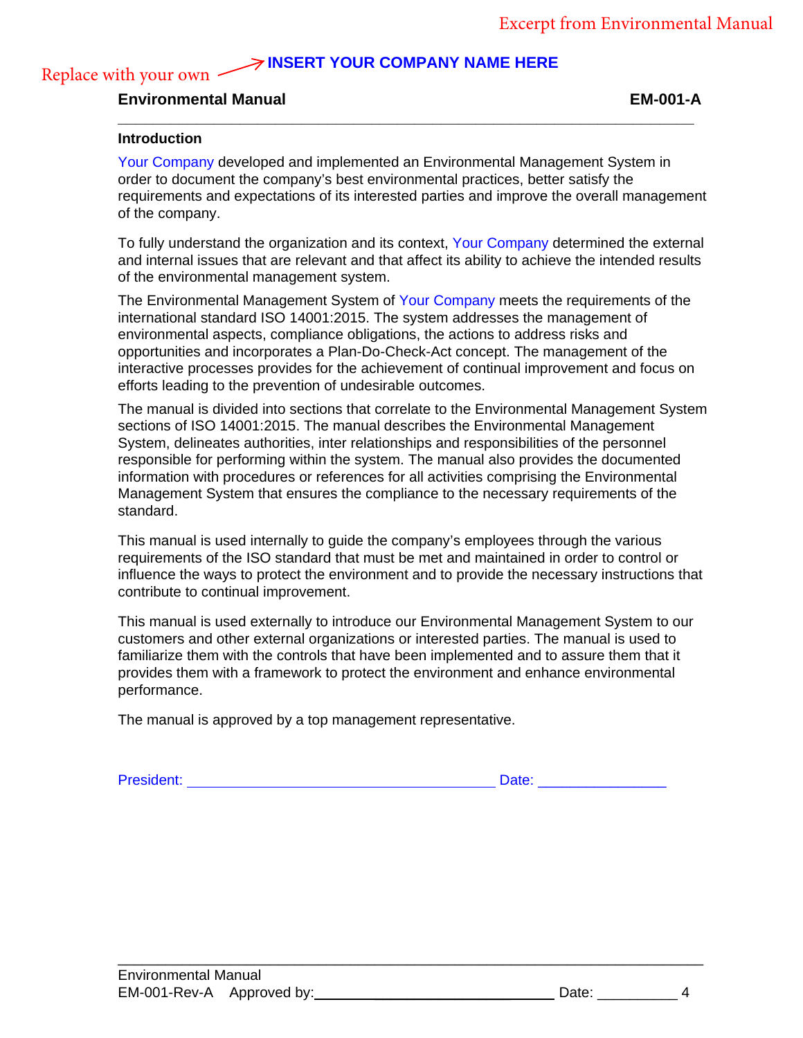Excerpt from Environmental Manual

Replace with your own → **INSERT YOUR COMPANY NAME HERE**

**Environmental Manual** **EM-001-A**

### Introduction

Your Company developed and implemented an Environmental Management System in order to document the company's best environmental practices, better satisfy the requirements and expectations of its interested parties and improve the overall management of the company.

To fully understand the organization and its context, Your Company determined the external and internal issues that are relevant and that affect its ability to achieve the intended results of the environmental management system.

The Environmental Management System of Your Company meets the requirements of the international standard ISO 14001:2015. The system addresses the management of environmental aspects, compliance obligations, the actions to address risks and opportunities and incorporates a Plan-Do-Check-Act concept. The management of the interactive processes provides for the achievement of continual improvement and focus on efforts leading to the prevention of undesirable outcomes.

The manual is divided into sections that correlate to the Environmental Management System sections of ISO 14001:2015. The manual describes the Environmental Management System, delineates authorities, inter relationships and responsibilities of the personnel responsible for performing within the system. The manual also provides the documented information with procedures or references for all activities comprising the Environmental Management System that ensures the compliance to the necessary requirements of the standard.

This manual is used internally to guide the company's employees through the various requirements of the ISO standard that must be met and maintained in order to control or influence the ways to protect the environment and to provide the necessary instructions that contribute to continual improvement.

This manual is used externally to introduce our Environmental Management System to our customers and other external organizations or interested parties. The manual is used to familiarize them with the controls that have been implemented and to assure them that it provides them with a framework to protect the environment and enhance environmental performance.

The manual is approved by a top management representative.

President: ______________________________ Date: _______________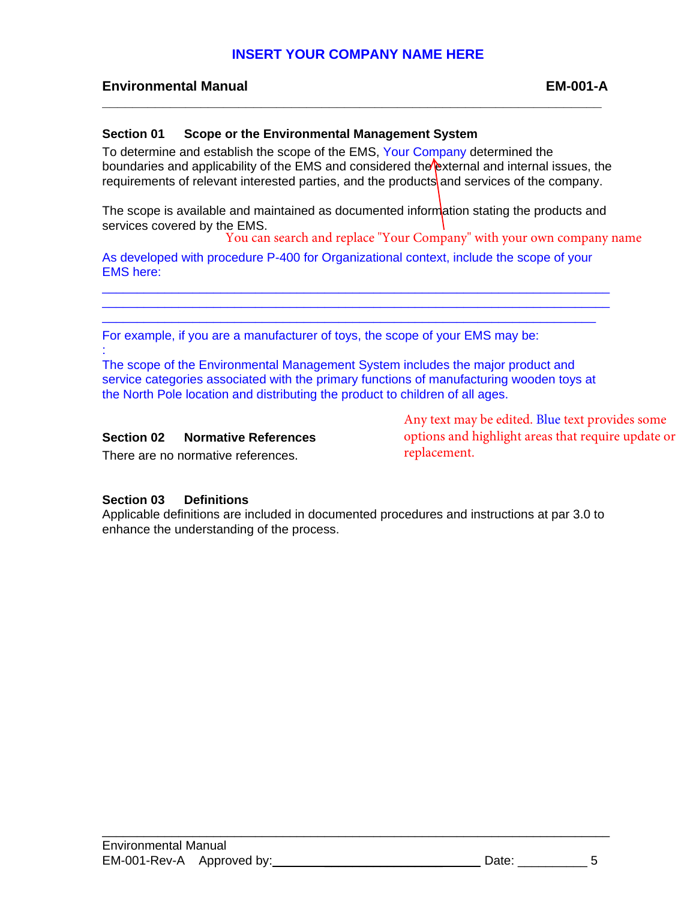INSERT YOUR COMPANY NAME HERE

**Environmental Manual** **EM-001-A**

### Section 01 Scope or the Environmental Management System

To determine and establish the scope of the EMS, Your Company determined the boundaries and applicability of the EMS and considered the external and internal issues, the requirements of relevant interested parties, and the products and services of the company.

The scope is available and maintained as documented information stating the products and services covered by the EMS.

You can search and replace "Your Company" with your own company name

As developed with procedure P-400 for Organizational context, include the scope of your EMS here:

______________________________________________________________________
______________________________________________________________________
______________________________________________________________________

For example, if you are a manufacturer of toys, the scope of your EMS may be:
:
The scope of the Environmental Management System includes the major product and service categories associated with the primary functions of manufacturing wooden toys at the North Pole location and distributing the product to children of all ages.

Any text may be edited. Blue text provides some options and highlight areas that require update or replacement.

### Section 02 Normative References

There are no normative references.

### Section 03 Definitions

Applicable definitions are included in documented procedures and instructions at par 3.0 to enhance the understanding of the process.

Environmental Manual
EM-001-Rev-A Approved by:______________________________ Date: __________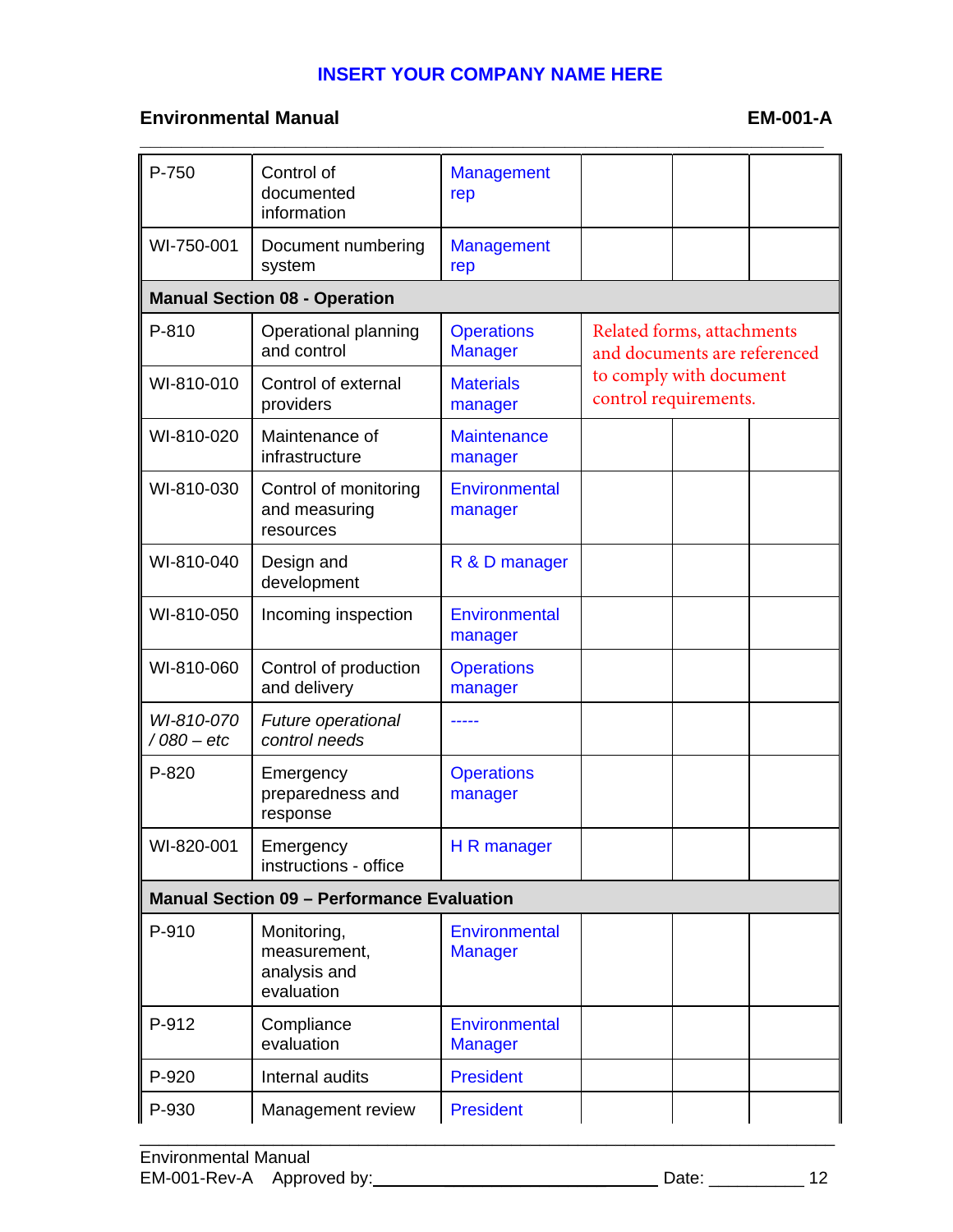**INSERT YOUR COMPANY NAME HERE**

**Environmental Manual** **EM-001-A**

| | | | | | |
|---|---|---|---|---|---|
| P-750 | Control of documented information | Management rep | | | |
| WI-750-001 | Document numbering system | Management rep | | | |
| **Manual Section 08 - Operation** | | | | | |
| P-810 | Operational planning and control | Operations Manager | Related forms, attachments and documents are referenced to comply with document control requirements. | | |
| WI-810-010 | Control of external providers | Materials manager | | | |
| WI-810-020 | Maintenance of infrastructure | Maintenance manager | | | |
| WI-810-030 | Control of monitoring and measuring resources | Environmental manager | | | |
| WI-810-040 | Design and development | R & D manager | | | |
| WI-810-050 | Incoming inspection | Environmental manager | | | |
| WI-810-060 | Control of production and delivery | Operations manager | | | |
| *WI-810-070 / 080 – etc* | *Future operational control needs* | ----- | | | |
| P-820 | Emergency preparedness and response | Operations manager | | | |
| WI-820-001 | Emergency instructions - office | H R manager | | | |
| **Manual Section 09 – Performance Evaluation** | | | | | |
| P-910 | Monitoring, measurement, analysis and evaluation | Environmental Manager | | | |
| P-912 | Compliance evaluation | Environmental Manager | | | |
| P-920 | Internal audits | President | | | |
| P-930 | Management review | President | | | |

Environmental Manual
EM-001-Rev-A Approved by:______________________________ Date: ___________